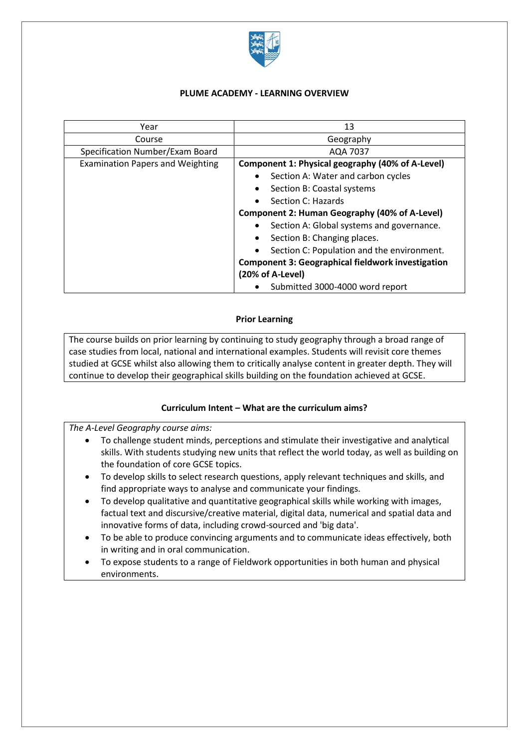# PLUME ACADEMY - LEARNING OVERVIEW

| Year | 13 |
|---|---|
| Course | Geography |
| Specification Number/Exam Board | AQA 7037 |
| Examination Papers and Weighting | **Component 1: Physical geography (40% of A-Level)**<br>• Section A: Water and carbon cycles<br>• Section B: Coastal systems<br>• Section C: Hazards<br>**Component 2: Human Geography (40% of A-Level)**<br>• Section A: Global systems and governance.<br>• Section B: Changing places.<br>• Section C: Population and the environment.<br>**Component 3: Geographical fieldwork investigation (20% of A-Level)**<br>• Submitted 3000-4000 word report |

## Prior Learning

The course builds on prior learning by continuing to study geography through a broad range of case studies from local, national and international examples. Students will revisit core themes studied at GCSE whilst also allowing them to critically analyse content in greater depth. They will continue to develop their geographical skills building on the foundation achieved at GCSE.

## Curriculum Intent – What are the curriculum aims?

*The A-Level Geography course aims:*

- To challenge student minds, perceptions and stimulate their investigative and analytical skills. With students studying new units that reflect the world today, as well as building on the foundation of core GCSE topics.
- To develop skills to select research questions, apply relevant techniques and skills, and find appropriate ways to analyse and communicate your findings.
- To develop qualitative and quantitative geographical skills while working with images, factual text and discursive/creative material, digital data, numerical and spatial data and innovative forms of data, including crowd-sourced and 'big data'.
- To be able to produce convincing arguments and to communicate ideas effectively, both in writing and in oral communication.
- To expose students to a range of Fieldwork opportunities in both human and physical environments.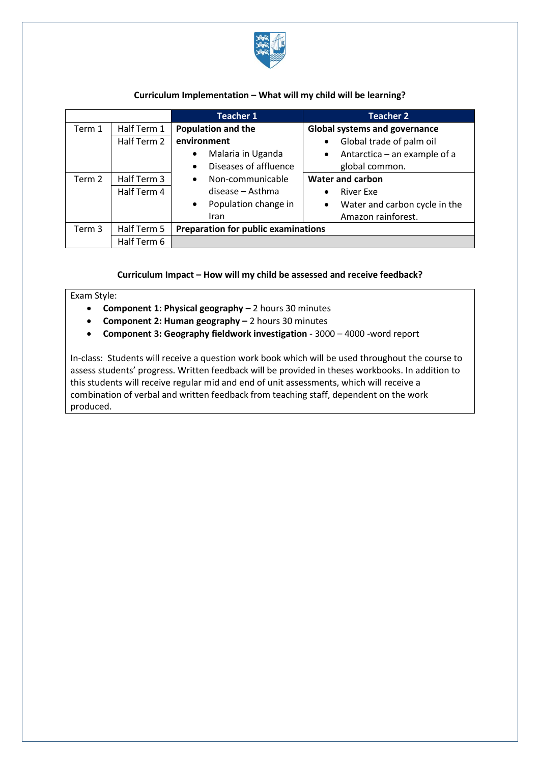**Curriculum Implementation – What will my child will be learning?**

| | | Teacher 1 | Teacher 2 |
|---|---|---|---|
| Term 1 | Half Term 1 | **Population and the environment**<br>• Malaria in Uganda<br>• Diseases of affluence<br>• Non-communicable disease – Asthma<br>• Population change in Iran | **Global systems and governance**<br>• Global trade of palm oil<br>• Antarctica – an example of a global common. |
| | Half Term 2 | | |
| Term 2 | Half Term 3 | | **Water and carbon**<br>• River Exe<br>• Water and carbon cycle in the Amazon rainforest. |
| | Half Term 4 | | |
| Term 3 | Half Term 5 | **Preparation for public examinations** | |
| | Half Term 6 | | |

**Curriculum Impact – How will my child be assessed and receive feedback?**

Exam Style:

- **Component 1: Physical geography –** 2 hours 30 minutes
- **Component 2: Human geography –** 2 hours 30 minutes
- **Component 3: Geography fieldwork investigation** - 3000 – 4000 -word report

In-class: Students will receive a question work book which will be used throughout the course to assess students' progress. Written feedback will be provided in theses workbooks. In addition to this students will receive regular mid and end of unit assessments, which will receive a combination of verbal and written feedback from teaching staff, dependent on the work produced.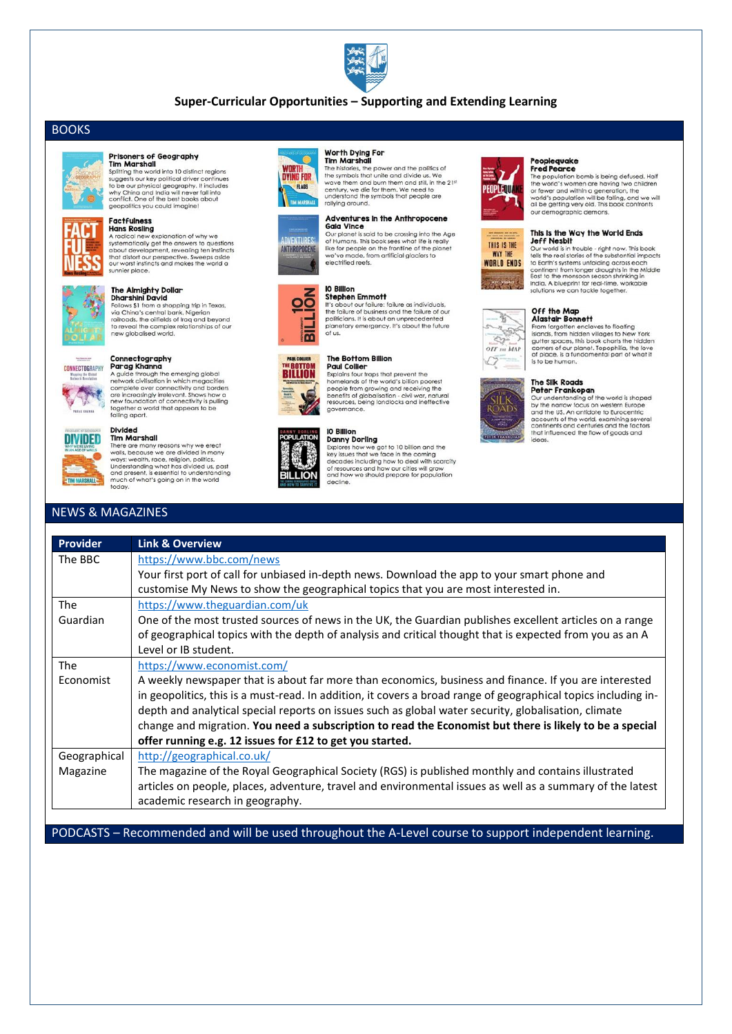**Super-Curricular Opportunities – Supporting and Extending Learning**

## BOOKS

**Prisoners of Geography**
**Tim Marshall**
Splitting the world into 10 distinct regions suggests our key political driver continues to be our physical geography. It includes why China and India will never fall into conflict. One of the best books about geopolitics you could imagine!

**Factfulness**
**Hans Rosling**
A radical new explanation of why we systematically get the answers to questions about development, revealing ten instincts that distort our perspective. Sweeps aside our worst instincts and makes the world a sunnier place.

**The Almighty Dollar**
**Dharshini David**
Follows $1 from a shopping trip in Texas, via China's central bank, Nigerian railroads, the oilfields of Iraq and beyond to reveal the complex relationships of our new globalised world.

**Connectography**
**Parag Khanna**
A guide through the emerging global network civilisation in which megacities complete over connectivity and borders are increasingly irrelevant. Shows how a new foundation of connectivity is pulling together a world that appears to be falling apart.

**Divided**
**Tim Marshall**
There are many reasons why we erect walls, because we are divided in many ways: wealth, race, religion, politics. Understanding what has divided us, past and present, is essential to understanding much of what's going on in the world today.

**Worth Dying For**
**Tim Marshall**
The histories, the power and the politics of the symbols that unite and divide us. We wave them and burn them and still, in the 21st century, we die for them. We need to understand the symbols that people are rallying around.

**Adventures in the Anthropocene**
**Gaia Vince**
Our planet is said to be crossing into the Age of Humans. This book sees what life is really like for people on the frontline of the planet we've made, from artificial glaciers to electrified reefs.

**10 Billion**
**Stephen Emmott**
It's about our failure: failure as individuals, the failure of business and the failure of our politicians. It is about an unprecedented planetary emergency. It's about the future of us.

**The Bottom Billion**
**Paul Collier**
Explains four traps that prevent the homelands of the world's billion poorest people from growing and receiving the benefits of globalisation - civil war, natural resources, being landlocks and ineffective governance.

**10 Billion**
**Danny Dorling**
Explores how we got to 10 billion and the key issues that we face in the coming decades including how to deal with scarcity of resources and how our cities will grow and how we should prepare for population decline.

**Peoplequake**
**Fred Pearce**
The population bomb is being defused. Half the world's women are having two children or fewer and within a generation, the world's population will be falling, and we will all be getting very old. This book confronts our demographic demons.

**This is the Way the World Ends**
**Jeff Nesbit**
Our world is in trouble - right now. This book tells the real stories of the substantial impacts to Earth's systems unfolding across each continent from longer droughts in the Middle East to the monsoon season shrinking in India. A blueprint for real-time, workable solutions we can tackle together.

**Off the Map**
**Alastair Bonnett**
From forgotten enclaves to floating islands, from hidden villages to New York gutter spaces, this book charts the hidden corners of our planet. Topophilia, the love of place, is a fundamental part of what it is to be human.

**The Silk Roads**
**Peter Frankopan**
Our understanding of the world is shaped by the narrow focus on western Europe and the US. An antidote to Eurocentric accounts of the world, examining several continents and centuries and the factors that influenced the flow of goods and ideas.

## NEWS & MAGAZINES

| Provider | Link & Overview |
|---|---|
| The BBC | https://www.bbc.com/news<br>Your first port of call for unbiased in-depth news. Download the app to your smart phone and customise My News to show the geographical topics that you are most interested in. |
| The Guardian | https://www.theguardian.com/uk<br>One of the most trusted sources of news in the UK, the Guardian publishes excellent articles on a range of geographical topics with the depth of analysis and critical thought that is expected from you as an A Level or IB student. |
| The Economist | https://www.economist.com/<br>A weekly newspaper that is about far more than economics, business and finance. If you are interested in geopolitics, this is a must-read. In addition, it covers a broad range of geographical topics including in-depth and analytical special reports on issues such as global water security, globalisation, climate change and migration. **You need a subscription to read the Economist but there is likely to be a special offer running e.g. 12 issues for £12 to get you started.** |
| Geographical Magazine | http://geographical.co.uk/<br>The magazine of the Royal Geographical Society (RGS) is published monthly and contains illustrated articles on people, places, adventure, travel and environmental issues as well as a summary of the latest academic research in geography. |

## PODCASTS – Recommended and will be used throughout the A-Level course to support independent learning.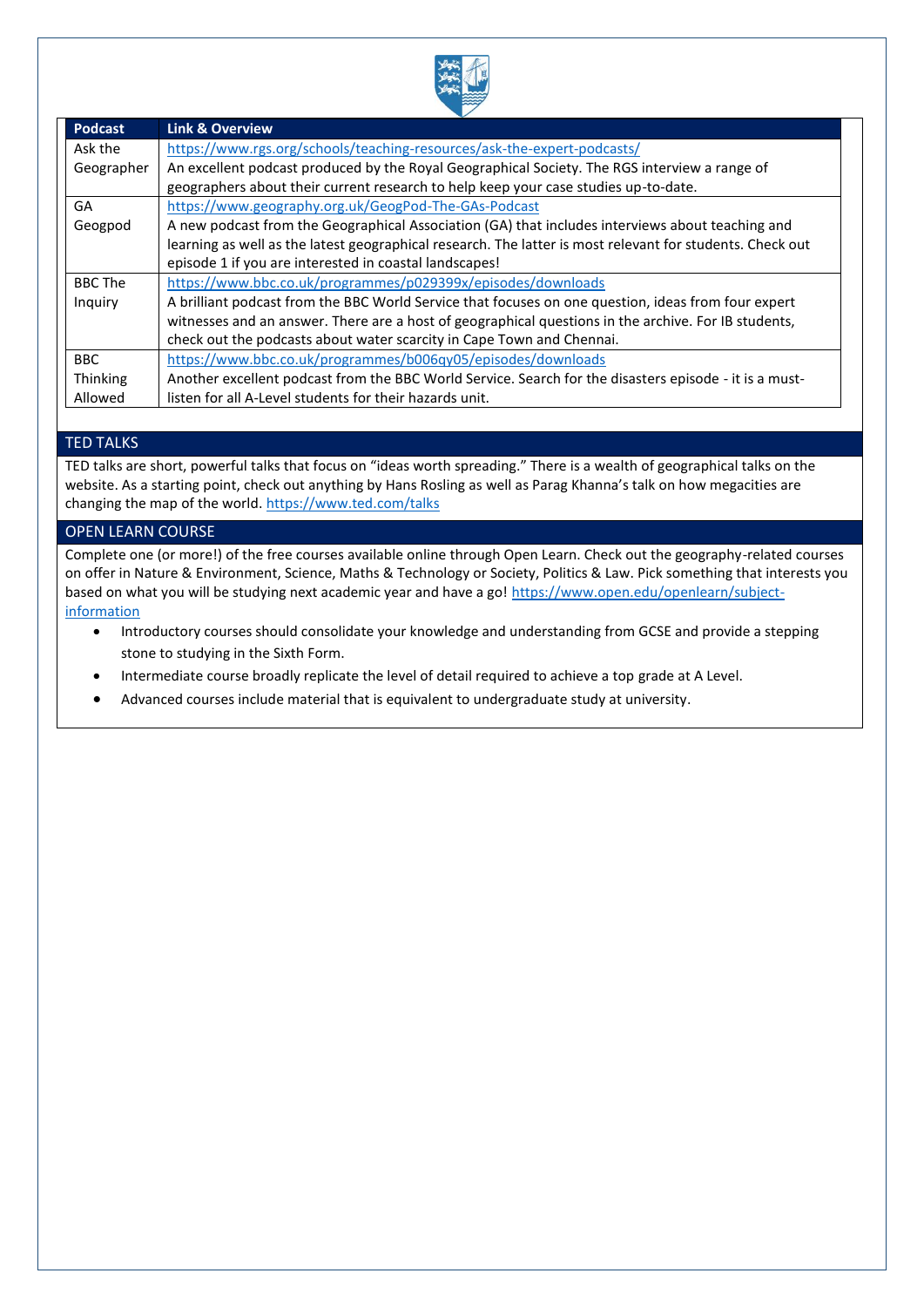| Podcast | Link & Overview |
|---|---|
| Ask the Geographer | https://www.rgs.org/schools/teaching-resources/ask-the-expert-podcasts/ An excellent podcast produced by the Royal Geographical Society. The RGS interview a range of geographers about their current research to help keep your case studies up-to-date. |
| GA Geogpod | https://www.geography.org.uk/GeogPod-The-GAs-Podcast A new podcast from the Geographical Association (GA) that includes interviews about teaching and learning as well as the latest geographical research. The latter is most relevant for students. Check out episode 1 if you are interested in coastal landscapes! |
| BBC The Inquiry | https://www.bbc.co.uk/programmes/p029399x/episodes/downloads A brilliant podcast from the BBC World Service that focuses on one question, ideas from four expert witnesses and an answer. There are a host of geographical questions in the archive. For IB students, check out the podcasts about water scarcity in Cape Town and Chennai. |
| BBC Thinking Allowed | https://www.bbc.co.uk/programmes/b006qy05/episodes/downloads Another excellent podcast from the BBC World Service. Search for the disasters episode - it is a must-listen for all A-Level students for their hazards unit. |

## TED TALKS

TED talks are short, powerful talks that focus on "ideas worth spreading." There is a wealth of geographical talks on the website. As a starting point, check out anything by Hans Rosling as well as Parag Khanna's talk on how megacities are changing the map of the world. https://www.ted.com/talks

## OPEN LEARN COURSE

Complete one (or more!) of the free courses available online through Open Learn. Check out the geography-related courses on offer in Nature & Environment, Science, Maths & Technology or Society, Politics & Law. Pick something that interests you based on what you will be studying next academic year and have a go! https://www.open.edu/openlearn/subject-information

- Introductory courses should consolidate your knowledge and understanding from GCSE and provide a stepping stone to studying in the Sixth Form.
- Intermediate course broadly replicate the level of detail required to achieve a top grade at A Level.
- Advanced courses include material that is equivalent to undergraduate study at university.